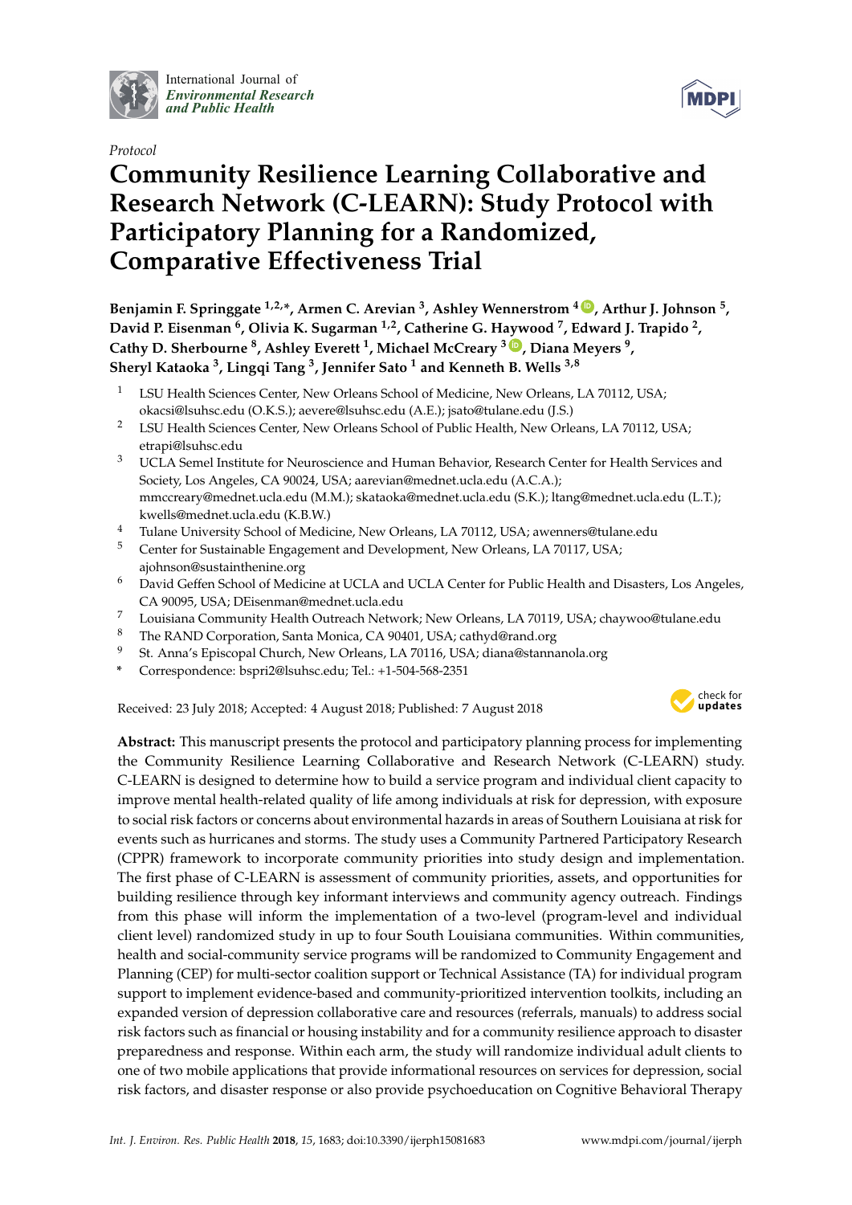*Protocol*

# Community Resilience Learning Collaborative and Research Network (C-LEARN): Study Protocol with Participatory Planning for a Randomized, Comparative Effectiveness Trial

**Benjamin F. Springgate [1,2,*], Armen C. Arevian [3], Ashley Wennerstrom [4], Arthur J. Johnson [5], David P. Eisenman [6], Olivia K. Sugarman [1,2], Catherine G. Haywood [7], Edward J. Trapido [2], Cathy D. Sherbourne [8], Ashley Everett [1], Michael McCreary [3], Diana Meyers [9], Sheryl Kataoka [3], Lingqi Tang [3], Jennifer Sato [1] and Kenneth B. Wells [3,8]**

1. LSU Health Sciences Center, New Orleans School of Medicine, New Orleans, LA 70112, USA; okacsi@lsuhsc.edu (O.K.S.); aevere@lsuhsc.edu (A.E.); jsato@tulane.edu (J.S.)
2. LSU Health Sciences Center, New Orleans School of Public Health, New Orleans, LA 70112, USA; etrapi@lsuhsc.edu
3. UCLA Semel Institute for Neuroscience and Human Behavior, Research Center for Health Services and Society, Los Angeles, CA 90024, USA; aarevian@mednet.ucla.edu (A.C.A.); mmccreary@mednet.ucla.edu (M.M.); skataoka@mednet.ucla.edu (S.K.); ltang@mednet.ucla.edu (L.T.); kwells@mednet.ucla.edu (K.B.W.)
4. Tulane University School of Medicine, New Orleans, LA 70112, USA; awenners@tulane.edu
5. Center for Sustainable Engagement and Development, New Orleans, LA 70117, USA; ajohnson@sustainthenine.org
6. David Geffen School of Medicine at UCLA and UCLA Center for Public Health and Disasters, Los Angeles, CA 90095, USA; DEisenman@mednet.ucla.edu
7. Louisiana Community Health Outreach Network; New Orleans, LA 70119, USA; chaywoo@tulane.edu
8. The RAND Corporation, Santa Monica, CA 90401, USA; cathyd@rand.org
9. St. Anna's Episcopal Church, New Orleans, LA 70116, USA; diana@stannanola.org

\* Correspondence: bspri2@lsuhsc.edu; Tel.: +1-504-568-2351

Received: 23 July 2018; Accepted: 4 August 2018; Published: 7 August 2018

**Abstract:** This manuscript presents the protocol and participatory planning process for implementing the Community Resilience Learning Collaborative and Research Network (C-LEARN) study. C-LEARN is designed to determine how to build a service program and individual client capacity to improve mental health-related quality of life among individuals at risk for depression, with exposure to social risk factors or concerns about environmental hazards in areas of Southern Louisiana at risk for events such as hurricanes and storms. The study uses a Community Partnered Participatory Research (CPPR) framework to incorporate community priorities into study design and implementation. The first phase of C-LEARN is assessment of community priorities, assets, and opportunities for building resilience through key informant interviews and community agency outreach. Findings from this phase will inform the implementation of a two-level (program-level and individual client level) randomized study in up to four South Louisiana communities. Within communities, health and social-community service programs will be randomized to Community Engagement and Planning (CEP) for multi-sector coalition support or Technical Assistance (TA) for individual program support to implement evidence-based and community-prioritized intervention toolkits, including an expanded version of depression collaborative care and resources (referrals, manuals) to address social risk factors such as financial or housing instability and for a community resilience approach to disaster preparedness and response. Within each arm, the study will randomize individual adult clients to one of two mobile applications that provide informational resources on services for depression, social risk factors, and disaster response or also provide psychoeducation on Cognitive Behavioral Therapy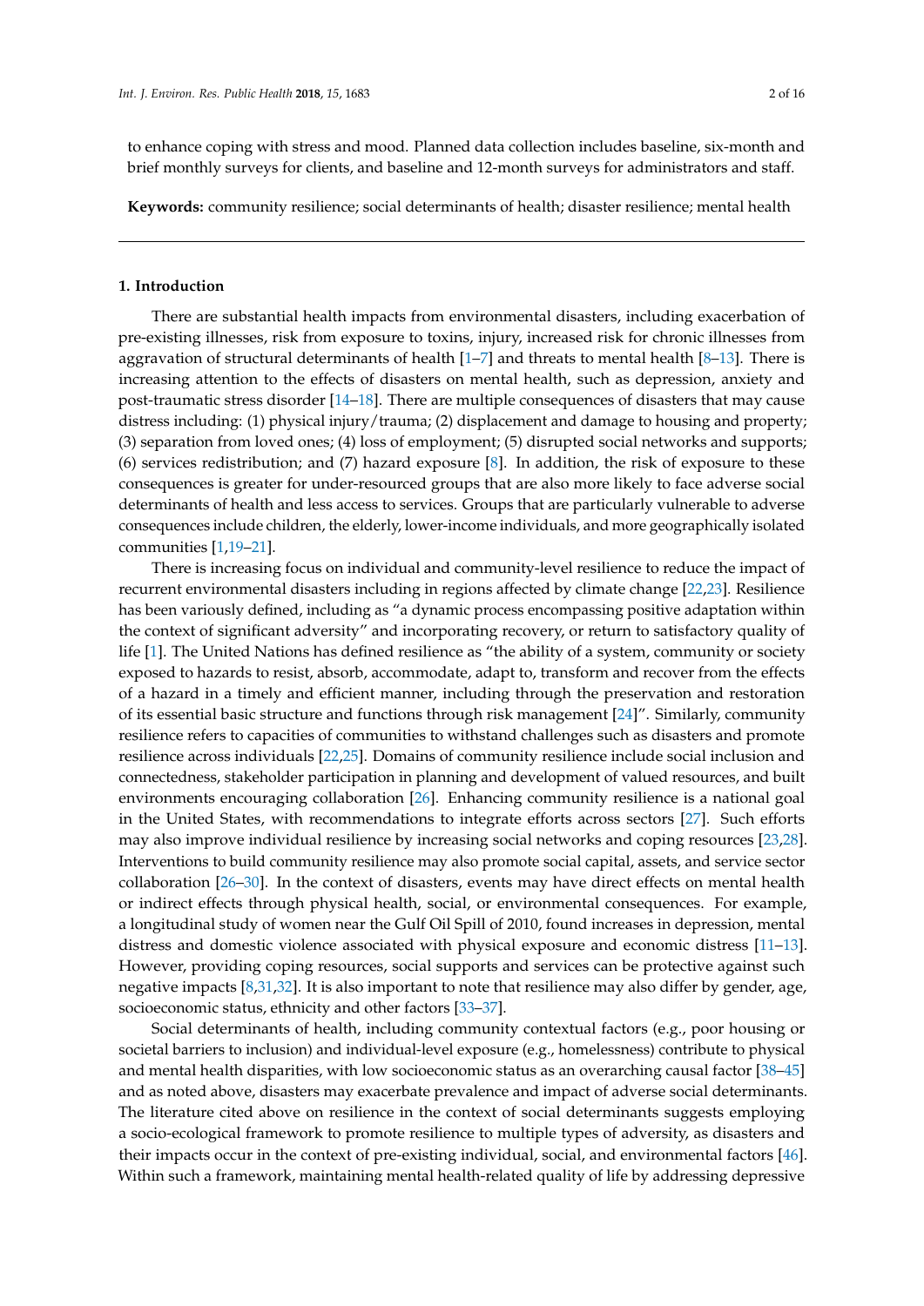to enhance coping with stress and mood. Planned data collection includes baseline, six-month and brief monthly surveys for clients, and baseline and 12-month surveys for administrators and staff.

**Keywords:** community resilience; social determinants of health; disaster resilience; mental health

## 1. Introduction

There are substantial health impacts from environmental disasters, including exacerbation of pre-existing illnesses, risk from exposure to toxins, injury, increased risk for chronic illnesses from aggravation of structural determinants of health [1–7] and threats to mental health [8–13]. There is increasing attention to the effects of disasters on mental health, such as depression, anxiety and post-traumatic stress disorder [14–18]. There are multiple consequences of disasters that may cause distress including: (1) physical injury/trauma; (2) displacement and damage to housing and property; (3) separation from loved ones; (4) loss of employment; (5) disrupted social networks and supports; (6) services redistribution; and (7) hazard exposure [8]. In addition, the risk of exposure to these consequences is greater for under-resourced groups that are also more likely to face adverse social determinants of health and less access to services. Groups that are particularly vulnerable to adverse consequences include children, the elderly, lower-income individuals, and more geographically isolated communities [1,19–21].

There is increasing focus on individual and community-level resilience to reduce the impact of recurrent environmental disasters including in regions affected by climate change [22,23]. Resilience has been variously defined, including as "a dynamic process encompassing positive adaptation within the context of significant adversity" and incorporating recovery, or return to satisfactory quality of life [1]. The United Nations has defined resilience as "the ability of a system, community or society exposed to hazards to resist, absorb, accommodate, adapt to, transform and recover from the effects of a hazard in a timely and efficient manner, including through the preservation and restoration of its essential basic structure and functions through risk management [24]". Similarly, community resilience refers to capacities of communities to withstand challenges such as disasters and promote resilience across individuals [22,25]. Domains of community resilience include social inclusion and connectedness, stakeholder participation in planning and development of valued resources, and built environments encouraging collaboration [26]. Enhancing community resilience is a national goal in the United States, with recommendations to integrate efforts across sectors [27]. Such efforts may also improve individual resilience by increasing social networks and coping resources [23,28]. Interventions to build community resilience may also promote social capital, assets, and service sector collaboration [26–30]. In the context of disasters, events may have direct effects on mental health or indirect effects through physical health, social, or environmental consequences. For example, a longitudinal study of women near the Gulf Oil Spill of 2010, found increases in depression, mental distress and domestic violence associated with physical exposure and economic distress [11–13]. However, providing coping resources, social supports and services can be protective against such negative impacts [8,31,32]. It is also important to note that resilience may also differ by gender, age, socioeconomic status, ethnicity and other factors [33–37].

Social determinants of health, including community contextual factors (e.g., poor housing or societal barriers to inclusion) and individual-level exposure (e.g., homelessness) contribute to physical and mental health disparities, with low socioeconomic status as an overarching causal factor [38–45] and as noted above, disasters may exacerbate prevalence and impact of adverse social determinants. The literature cited above on resilience in the context of social determinants suggests employing a socio-ecological framework to promote resilience to multiple types of adversity, as disasters and their impacts occur in the context of pre-existing individual, social, and environmental factors [46]. Within such a framework, maintaining mental health-related quality of life by addressing depressive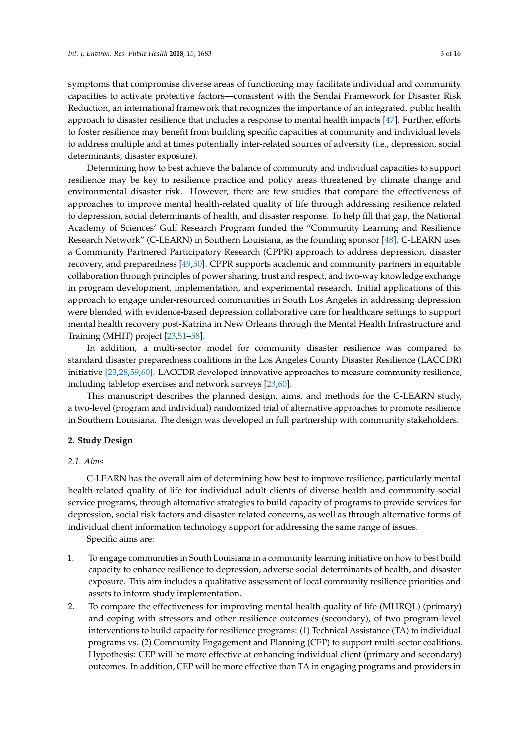symptoms that compromise diverse areas of functioning may facilitate individual and community capacities to activate protective factors—consistent with the Sendai Framework for Disaster Risk Reduction, an international framework that recognizes the importance of an integrated, public health approach to disaster resilience that includes a response to mental health impacts [47]. Further, efforts to foster resilience may benefit from building specific capacities at community and individual levels to address multiple and at times potentially inter-related sources of adversity (i.e., depression, social determinants, disaster exposure).

Determining how to best achieve the balance of community and individual capacities to support resilience may be key to resilience practice and policy areas threatened by climate change and environmental disaster risk. However, there are few studies that compare the effectiveness of approaches to improve mental health-related quality of life through addressing resilience related to depression, social determinants of health, and disaster response. To help fill that gap, the National Academy of Sciences' Gulf Research Program funded the "Community Learning and Resilience Research Network" (C-LEARN) in Southern Louisiana, as the founding sponsor [48]. C-LEARN uses a Community Partnered Participatory Research (CPPR) approach to address depression, disaster recovery, and preparedness [49,50]. CPPR supports academic and community partners in equitable collaboration through principles of power sharing, trust and respect, and two-way knowledge exchange in program development, implementation, and experimental research. Initial applications of this approach to engage under-resourced communities in South Los Angeles in addressing depression were blended with evidence-based depression collaborative care for healthcare settings to support mental health recovery post-Katrina in New Orleans through the Mental Health Infrastructure and Training (MHIT) project [23,51–58].

In addition, a multi-sector model for community disaster resilience was compared to standard disaster preparedness coalitions in the Los Angeles County Disaster Resilience (LACCDR) initiative [23,28,59,60]. LACCDR developed innovative approaches to measure community resilience, including tabletop exercises and network surveys [23,60].

This manuscript describes the planned design, aims, and methods for the C-LEARN study, a two-level (program and individual) randomized trial of alternative approaches to promote resilience in Southern Louisiana. The design was developed in full partnership with community stakeholders.

## 2. Study Design

### 2.1. Aims

C-LEARN has the overall aim of determining how best to improve resilience, particularly mental health-related quality of life for individual adult clients of diverse health and community-social service programs, through alternative strategies to build capacity of programs to provide services for depression, social risk factors and disaster-related concerns, as well as through alternative forms of individual client information technology support for addressing the same range of issues.

Specific aims are:

1. To engage communities in South Louisiana in a community learning initiative on how to best build capacity to enhance resilience to depression, adverse social determinants of health, and disaster exposure. This aim includes a qualitative assessment of local community resilience priorities and assets to inform study implementation.
2. To compare the effectiveness for improving mental health quality of life (MHRQL) (primary) and coping with stressors and other resilience outcomes (secondary), of two program-level interventions to build capacity for resilience programs: (1) Technical Assistance (TA) to individual programs vs. (2) Community Engagement and Planning (CEP) to support multi-sector coalitions. Hypothesis: CEP will be more effective at enhancing individual client (primary and secondary) outcomes. In addition, CEP will be more effective than TA in engaging programs and providers in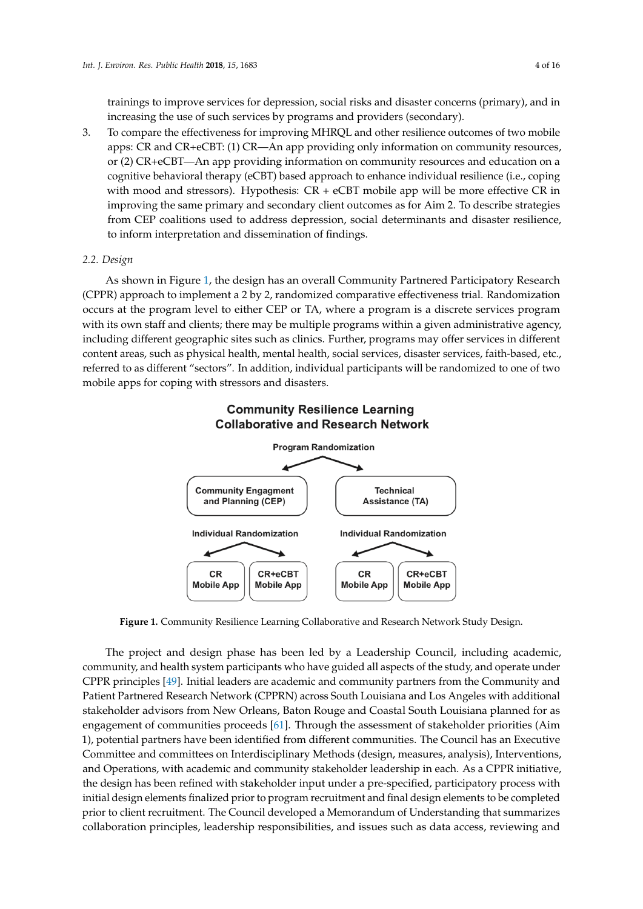trainings to improve services for depression, social risks and disaster concerns (primary), and in increasing the use of such services by programs and providers (secondary).

3. To compare the effectiveness for improving MHRQL and other resilience outcomes of two mobile apps: CR and CR+eCBT: (1) CR—An app providing only information on community resources, or (2) CR+eCBT—An app providing information on community resources and education on a cognitive behavioral therapy (eCBT) based approach to enhance individual resilience (i.e., coping with mood and stressors). Hypothesis: CR + eCBT mobile app will be more effective CR in improving the same primary and secondary client outcomes as for Aim 2. To describe strategies from CEP coalitions used to address depression, social determinants and disaster resilience, to inform interpretation and dissemination of findings.

### 2.2. Design

As shown in Figure 1, the design has an overall Community Partnered Participatory Research (CPPR) approach to implement a 2 by 2, randomized comparative effectiveness trial. Randomization occurs at the program level to either CEP or TA, where a program is a discrete services program with its own staff and clients; there may be multiple programs within a given administrative agency, including different geographic sites such as clinics. Further, programs may offer services in different content areas, such as physical health, mental health, social services, disaster services, faith-based, etc., referred to as different "sectors". In addition, individual participants will be randomized to one of two mobile apps for coping with stressors and disasters.

**Community Resilience Learning Collaborative and Research Network**

**Program Randomization**

- **Community Engagment and Planning (CEP)**
  - **Individual Randomization**
    - **CR Mobile App**
    - **CR+eCBT Mobile App**
- **Technical Assistance (TA)**
  - **Individual Randomization**
    - **CR Mobile App**
    - **CR+eCBT Mobile App**

**Figure 1.** Community Resilience Learning Collaborative and Research Network Study Design.

The project and design phase has been led by a Leadership Council, including academic, community, and health system participants who have guided all aspects of the study, and operate under CPPR principles [49]. Initial leaders are academic and community partners from the Community and Patient Partnered Research Network (CPPRN) across South Louisiana and Los Angeles with additional stakeholder advisors from New Orleans, Baton Rouge and Coastal South Louisiana planned for as engagement of communities proceeds [61]. Through the assessment of stakeholder priorities (Aim 1), potential partners have been identified from different communities. The Council has an Executive Committee and committees on Interdisciplinary Methods (design, measures, analysis), Interventions, and Operations, with academic and community stakeholder leadership in each. As a CPPR initiative, the design has been refined with stakeholder input under a pre-specified, participatory process with initial design elements finalized prior to program recruitment and final design elements to be completed prior to client recruitment. The Council developed a Memorandum of Understanding that summarizes collaboration principles, leadership responsibilities, and issues such as data access, reviewing and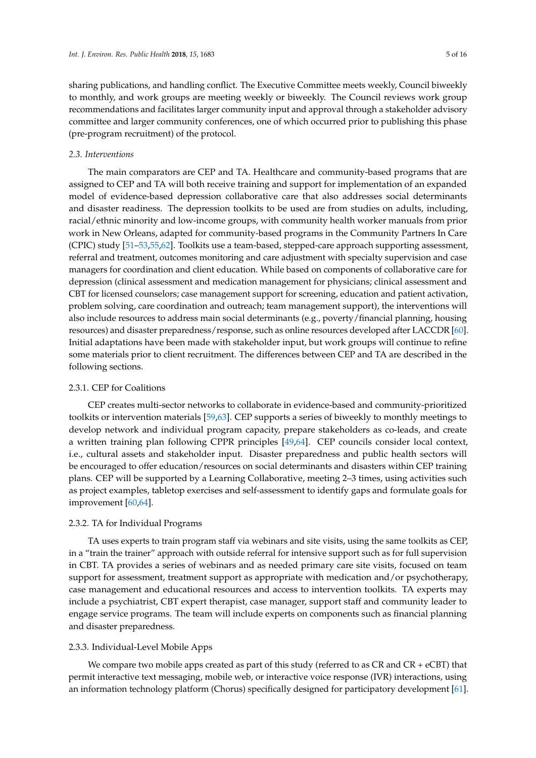sharing publications, and handling conflict. The Executive Committee meets weekly, Council biweekly to monthly, and work groups are meeting weekly or biweekly. The Council reviews work group recommendations and facilitates larger community input and approval through a stakeholder advisory committee and larger community conferences, one of which occurred prior to publishing this phase (pre-program recruitment) of the protocol.

### *2.3. Interventions*

The main comparators are CEP and TA. Healthcare and community-based programs that are assigned to CEP and TA will both receive training and support for implementation of an expanded model of evidence-based depression collaborative care that also addresses social determinants and disaster readiness. The depression toolkits to be used are from studies on adults, including, racial/ethnic minority and low-income groups, with community health worker manuals from prior work in New Orleans, adapted for community-based programs in the Community Partners In Care (CPIC) study [51–53,55,62]. Toolkits use a team-based, stepped-care approach supporting assessment, referral and treatment, outcomes monitoring and care adjustment with specialty supervision and case managers for coordination and client education. While based on components of collaborative care for depression (clinical assessment and medication management for physicians; clinical assessment and CBT for licensed counselors; case management support for screening, education and patient activation, problem solving, care coordination and outreach; team management support), the interventions will also include resources to address main social determinants (e.g., poverty/financial planning, housing resources) and disaster preparedness/response, such as online resources developed after LACCDR [60]. Initial adaptations have been made with stakeholder input, but work groups will continue to refine some materials prior to client recruitment. The differences between CEP and TA are described in the following sections.

#### 2.3.1. CEP for Coalitions

CEP creates multi-sector networks to collaborate in evidence-based and community-prioritized toolkits or intervention materials [59,63]. CEP supports a series of biweekly to monthly meetings to develop network and individual program capacity, prepare stakeholders as co-leads, and create a written training plan following CPPR principles [49,64]. CEP councils consider local context, i.e., cultural assets and stakeholder input. Disaster preparedness and public health sectors will be encouraged to offer education/resources on social determinants and disasters within CEP training plans. CEP will be supported by a Learning Collaborative, meeting 2–3 times, using activities such as project examples, tabletop exercises and self-assessment to identify gaps and formulate goals for improvement [60,64].

#### 2.3.2. TA for Individual Programs

TA uses experts to train program staff via webinars and site visits, using the same toolkits as CEP, in a "train the trainer" approach with outside referral for intensive support such as for full supervision in CBT. TA provides a series of webinars and as needed primary care site visits, focused on team support for assessment, treatment support as appropriate with medication and/or psychotherapy, case management and educational resources and access to intervention toolkits. TA experts may include a psychiatrist, CBT expert therapist, case manager, support staff and community leader to engage service programs. The team will include experts on components such as financial planning and disaster preparedness.

#### 2.3.3. Individual-Level Mobile Apps

We compare two mobile apps created as part of this study (referred to as CR and CR + eCBT) that permit interactive text messaging, mobile web, or interactive voice response (IVR) interactions, using an information technology platform (Chorus) specifically designed for participatory development [61].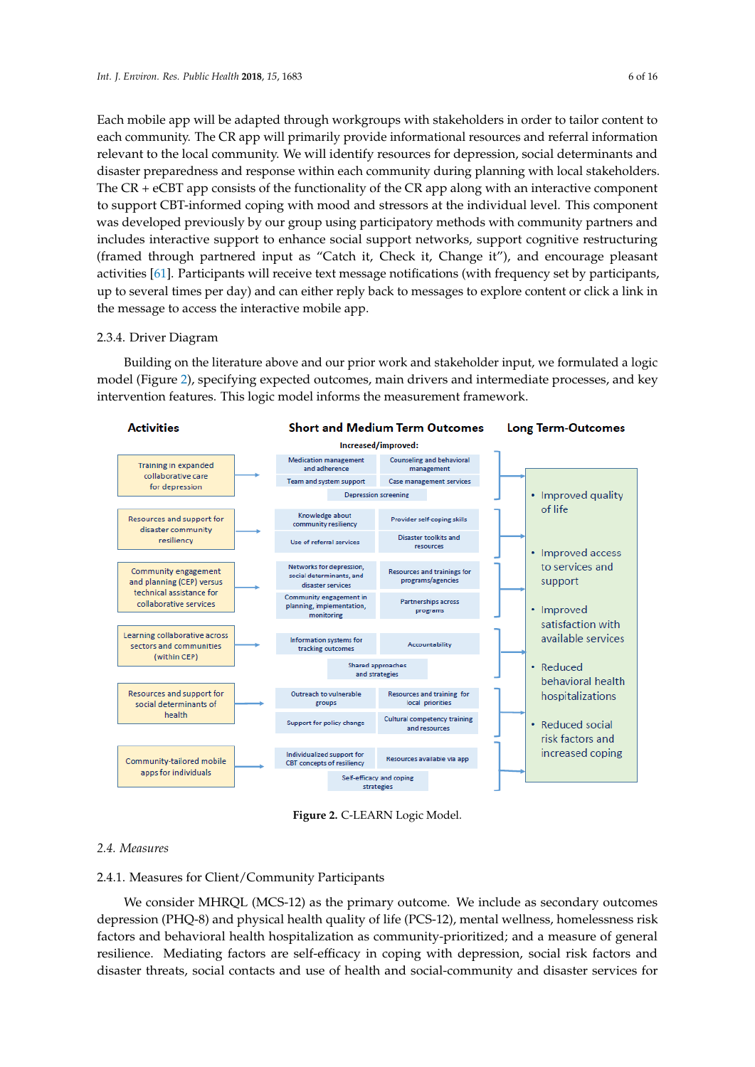Each mobile app will be adapted through workgroups with stakeholders in order to tailor content to each community. The CR app will primarily provide informational resources and referral information relevant to the local community. We will identify resources for depression, social determinants and disaster preparedness and response within each community during planning with local stakeholders. The CR + eCBT app consists of the functionality of the CR app along with an interactive component to support CBT-informed coping with mood and stressors at the individual level. This component was developed previously by our group using participatory methods with community partners and includes interactive support to enhance social support networks, support cognitive restructuring (framed through partnered input as "Catch it, Check it, Change it"), and encourage pleasant activities [61]. Participants will receive text message notifications (with frequency set by participants, up to several times per day) and can either reply back to messages to explore content or click a link in the message to access the interactive mobile app.

### 2.3.4. Driver Diagram

Building on the literature above and our prior work and stakeholder input, we formulated a logic model (Figure 2), specifying expected outcomes, main drivers and intermediate processes, and key intervention features. This logic model informs the measurement framework.

| Activities | Short and Medium Term Outcomes (Increased/improved:) | Long Term-Outcomes |
| --- | --- | --- |
| Training in expanded collaborative care for depression | Medication management and adherence; Counseling and behavioral management; Team and system support; Case management services; Depression screening | • Improved quality of life<br>• Improved access to services and support<br>• Improved satisfaction with available services<br>• Reduced behavioral health hospitalizations<br>• Reduced social risk factors and increased coping |
| Resources and support for disaster community resiliency | Knowledge about community resiliency; Provider self-coping skills; Use of referral services; Disaster toolkits and resources | |
| Community engagement and planning (CEP) versus technical assistance for collaborative services | Networks for depression, social determinants, and disaster services; Resources and trainings for programs/agencies; Community engagement in planning, implementation, monitoring; Partnerships across programs | |
| Learning collaborative across sectors and communities (within CEP) | Information systems for tracking outcomes; Accountability; Shared approaches and strategies | |
| Resources and support for social determinants of health | Outreach to vulnerable groups; Resources and training for local priorities; Support for policy change; Cultural competency training and resources | |
| Community-tailored mobile apps for individuals | Individualized support for CBT concepts of resiliency; Resources available via app; Self-efficacy and coping strategies | |

**Figure 2.** C-LEARN Logic Model.

## 2.4. Measures

### 2.4.1. Measures for Client/Community Participants

We consider MHRQL (MCS-12) as the primary outcome. We include as secondary outcomes depression (PHQ-8) and physical health quality of life (PCS-12), mental wellness, homelessness risk factors and behavioral health hospitalization as community-prioritized; and a measure of general resilience. Mediating factors are self-efficacy in coping with depression, social risk factors and disaster threats, social contacts and use of health and social-community and disaster services for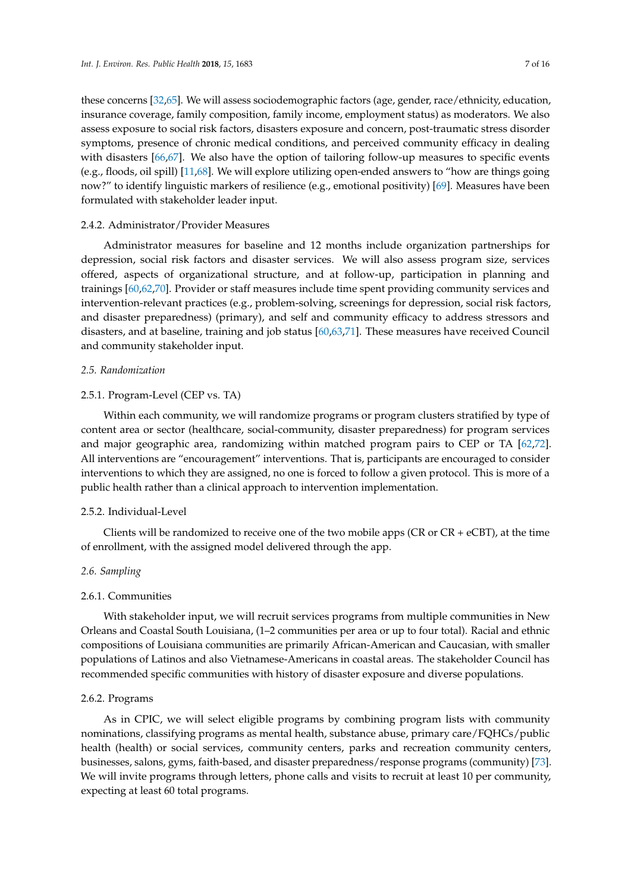these concerns [32,65]. We will assess sociodemographic factors (age, gender, race/ethnicity, education, insurance coverage, family composition, family income, employment status) as moderators. We also assess exposure to social risk factors, disasters exposure and concern, post-traumatic stress disorder symptoms, presence of chronic medical conditions, and perceived community efficacy in dealing with disasters [66,67]. We also have the option of tailoring follow-up measures to specific events (e.g., floods, oil spill) [11,68]. We will explore utilizing open-ended answers to "how are things going now?" to identify linguistic markers of resilience (e.g., emotional positivity) [69]. Measures have been formulated with stakeholder leader input.

#### 2.4.2. Administrator/Provider Measures

Administrator measures for baseline and 12 months include organization partnerships for depression, social risk factors and disaster services. We will also assess program size, services offered, aspects of organizational structure, and at follow-up, participation in planning and trainings [60,62,70]. Provider or staff measures include time spent providing community services and intervention-relevant practices (e.g., problem-solving, screenings for depression, social risk factors, and disaster preparedness) (primary), and self and community efficacy to address stressors and disasters, and at baseline, training and job status [60,63,71]. These measures have received Council and community stakeholder input.

### *2.5. Randomization*

#### 2.5.1. Program-Level (CEP vs. TA)

Within each community, we will randomize programs or program clusters stratified by type of content area or sector (healthcare, social-community, disaster preparedness) for program services and major geographic area, randomizing within matched program pairs to CEP or TA [62,72]. All interventions are "encouragement" interventions. That is, participants are encouraged to consider interventions to which they are assigned, no one is forced to follow a given protocol. This is more of a public health rather than a clinical approach to intervention implementation.

#### 2.5.2. Individual-Level

Clients will be randomized to receive one of the two mobile apps (CR or CR + eCBT), at the time of enrollment, with the assigned model delivered through the app.

### *2.6. Sampling*

#### 2.6.1. Communities

With stakeholder input, we will recruit services programs from multiple communities in New Orleans and Coastal South Louisiana, (1–2 communities per area or up to four total). Racial and ethnic compositions of Louisiana communities are primarily African-American and Caucasian, with smaller populations of Latinos and also Vietnamese-Americans in coastal areas. The stakeholder Council has recommended specific communities with history of disaster exposure and diverse populations.

#### 2.6.2. Programs

As in CPIC, we will select eligible programs by combining program lists with community nominations, classifying programs as mental health, substance abuse, primary care/FQHCs/public health (health) or social services, community centers, parks and recreation community centers, businesses, salons, gyms, faith-based, and disaster preparedness/response programs (community) [73]. We will invite programs through letters, phone calls and visits to recruit at least 10 per community, expecting at least 60 total programs.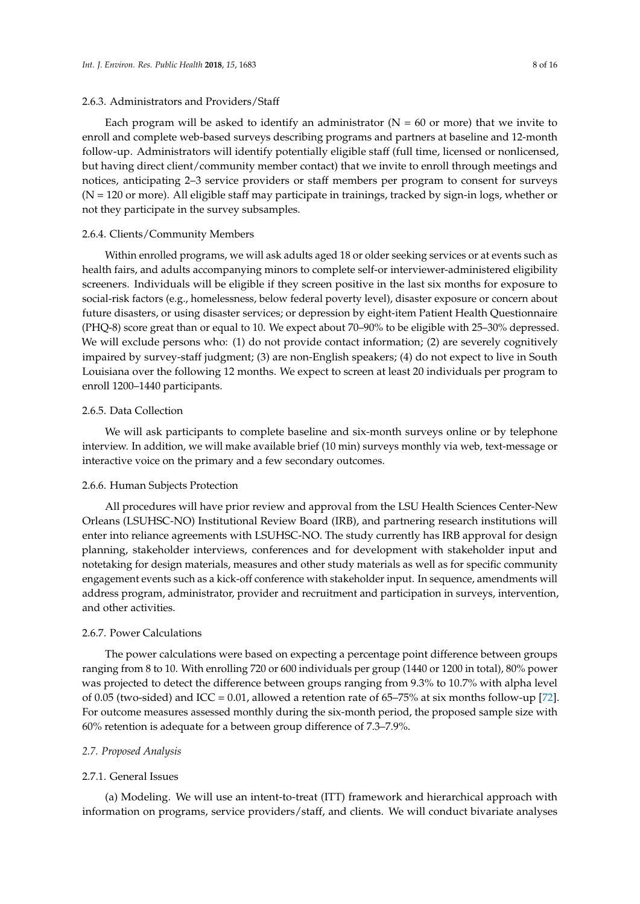#### 2.6.3. Administrators and Providers/Staff

Each program will be asked to identify an administrator (N = 60 or more) that we invite to enroll and complete web-based surveys describing programs and partners at baseline and 12-month follow-up. Administrators will identify potentially eligible staff (full time, licensed or nonlicensed, but having direct client/community member contact) that we invite to enroll through meetings and notices, anticipating 2–3 service providers or staff members per program to consent for surveys (N = 120 or more). All eligible staff may participate in trainings, tracked by sign-in logs, whether or not they participate in the survey subsamples.

#### 2.6.4. Clients/Community Members

Within enrolled programs, we will ask adults aged 18 or older seeking services or at events such as health fairs, and adults accompanying minors to complete self-or interviewer-administered eligibility screeners. Individuals will be eligible if they screen positive in the last six months for exposure to social-risk factors (e.g., homelessness, below federal poverty level), disaster exposure or concern about future disasters, or using disaster services; or depression by eight-item Patient Health Questionnaire (PHQ-8) score great than or equal to 10. We expect about 70–90% to be eligible with 25–30% depressed. We will exclude persons who: (1) do not provide contact information; (2) are severely cognitively impaired by survey-staff judgment; (3) are non-English speakers; (4) do not expect to live in South Louisiana over the following 12 months. We expect to screen at least 20 individuals per program to enroll 1200–1440 participants.

#### 2.6.5. Data Collection

We will ask participants to complete baseline and six-month surveys online or by telephone interview. In addition, we will make available brief (10 min) surveys monthly via web, text-message or interactive voice on the primary and a few secondary outcomes.

#### 2.6.6. Human Subjects Protection

All procedures will have prior review and approval from the LSU Health Sciences Center-New Orleans (LSUHSC-NO) Institutional Review Board (IRB), and partnering research institutions will enter into reliance agreements with LSUHSC-NO. The study currently has IRB approval for design planning, stakeholder interviews, conferences and for development with stakeholder input and notetaking for design materials, measures and other study materials as well as for specific community engagement events such as a kick-off conference with stakeholder input. In sequence, amendments will address program, administrator, provider and recruitment and participation in surveys, intervention, and other activities.

#### 2.6.7. Power Calculations

The power calculations were based on expecting a percentage point difference between groups ranging from 8 to 10. With enrolling 720 or 600 individuals per group (1440 or 1200 in total), 80% power was projected to detect the difference between groups ranging from 9.3% to 10.7% with alpha level of 0.05 (two-sided) and ICC = 0.01, allowed a retention rate of 65–75% at six months follow-up [72]. For outcome measures assessed monthly during the six-month period, the proposed sample size with 60% retention is adequate for a between group difference of 7.3–7.9%.

### *2.7. Proposed Analysis*

#### 2.7.1. General Issues

(a) Modeling. We will use an intent-to-treat (ITT) framework and hierarchical approach with information on programs, service providers/staff, and clients. We will conduct bivariate analyses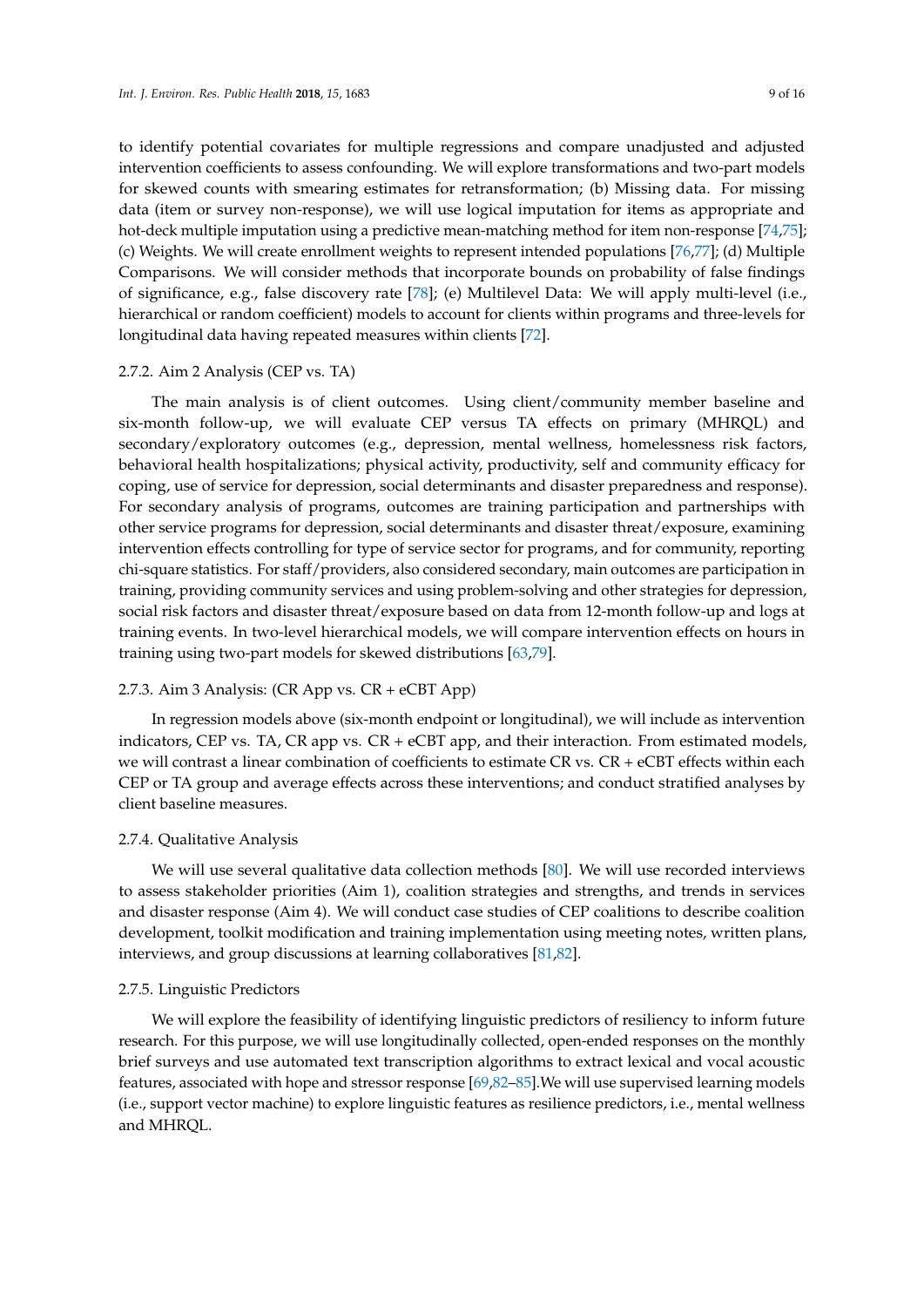to identify potential covariates for multiple regressions and compare unadjusted and adjusted intervention coefficients to assess confounding. We will explore transformations and two-part models for skewed counts with smearing estimates for retransformation; (b) Missing data. For missing data (item or survey non-response), we will use logical imputation for items as appropriate and hot-deck multiple imputation using a predictive mean-matching method for item non-response [74,75]; (c) Weights. We will create enrollment weights to represent intended populations [76,77]; (d) Multiple Comparisons. We will consider methods that incorporate bounds on probability of false findings of significance, e.g., false discovery rate [78]; (e) Multilevel Data: We will apply multi-level (i.e., hierarchical or random coefficient) models to account for clients within programs and three-levels for longitudinal data having repeated measures within clients [72].

#### 2.7.2. Aim 2 Analysis (CEP vs. TA)

The main analysis is of client outcomes. Using client/community member baseline and six-month follow-up, we will evaluate CEP versus TA effects on primary (MHRQL) and secondary/exploratory outcomes (e.g., depression, mental wellness, homelessness risk factors, behavioral health hospitalizations; physical activity, productivity, self and community efficacy for coping, use of service for depression, social determinants and disaster preparedness and response). For secondary analysis of programs, outcomes are training participation and partnerships with other service programs for depression, social determinants and disaster threat/exposure, examining intervention effects controlling for type of service sector for programs, and for community, reporting chi-square statistics. For staff/providers, also considered secondary, main outcomes are participation in training, providing community services and using problem-solving and other strategies for depression, social risk factors and disaster threat/exposure based on data from 12-month follow-up and logs at training events. In two-level hierarchical models, we will compare intervention effects on hours in training using two-part models for skewed distributions [63,79].

#### 2.7.3. Aim 3 Analysis: (CR App vs. CR + eCBT App)

In regression models above (six-month endpoint or longitudinal), we will include as intervention indicators, CEP vs. TA, CR app vs. CR + eCBT app, and their interaction. From estimated models, we will contrast a linear combination of coefficients to estimate CR vs. CR + eCBT effects within each CEP or TA group and average effects across these interventions; and conduct stratified analyses by client baseline measures.

#### 2.7.4. Qualitative Analysis

We will use several qualitative data collection methods [80]. We will use recorded interviews to assess stakeholder priorities (Aim 1), coalition strategies and strengths, and trends in services and disaster response (Aim 4). We will conduct case studies of CEP coalitions to describe coalition development, toolkit modification and training implementation using meeting notes, written plans, interviews, and group discussions at learning collaboratives [81,82].

#### 2.7.5. Linguistic Predictors

We will explore the feasibility of identifying linguistic predictors of resiliency to inform future research. For this purpose, we will use longitudinally collected, open-ended responses on the monthly brief surveys and use automated text transcription algorithms to extract lexical and vocal acoustic features, associated with hope and stressor response [69,82–85].We will use supervised learning models (i.e., support vector machine) to explore linguistic features as resilience predictors, i.e., mental wellness and MHRQL.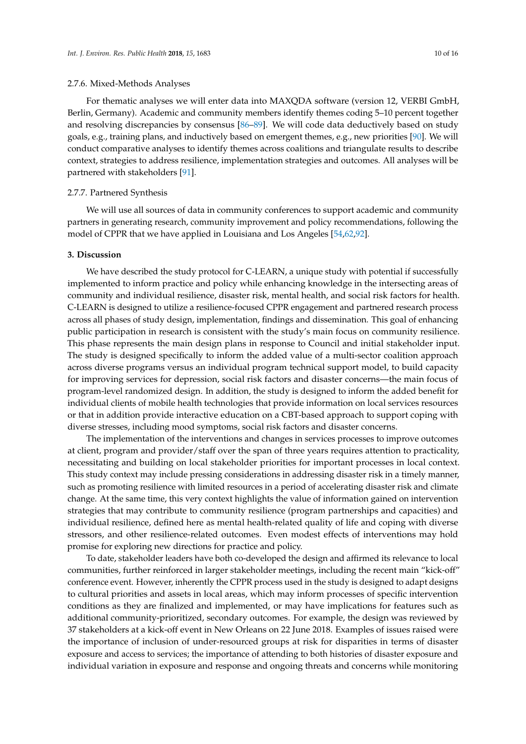#### 2.7.6. Mixed-Methods Analyses

For thematic analyses we will enter data into MAXQDA software (version 12, VERBI GmbH, Berlin, Germany). Academic and community members identify themes coding 5–10 percent together and resolving discrepancies by consensus [86–89]. We will code data deductively based on study goals, e.g., training plans, and inductively based on emergent themes, e.g., new priorities [90]. We will conduct comparative analyses to identify themes across coalitions and triangulate results to describe context, strategies to address resilience, implementation strategies and outcomes. All analyses will be partnered with stakeholders [91].

#### 2.7.7. Partnered Synthesis

We will use all sources of data in community conferences to support academic and community partners in generating research, community improvement and policy recommendations, following the model of CPPR that we have applied in Louisiana and Los Angeles [54,62,92].

## 3. Discussion

We have described the study protocol for C-LEARN, a unique study with potential if successfully implemented to inform practice and policy while enhancing knowledge in the intersecting areas of community and individual resilience, disaster risk, mental health, and social risk factors for health. C-LEARN is designed to utilize a resilience-focused CPPR engagement and partnered research process across all phases of study design, implementation, findings and dissemination. This goal of enhancing public participation in research is consistent with the study's main focus on community resilience. This phase represents the main design plans in response to Council and initial stakeholder input. The study is designed specifically to inform the added value of a multi-sector coalition approach across diverse programs versus an individual program technical support model, to build capacity for improving services for depression, social risk factors and disaster concerns—the main focus of program-level randomized design. In addition, the study is designed to inform the added benefit for individual clients of mobile health technologies that provide information on local services resources or that in addition provide interactive education on a CBT-based approach to support coping with diverse stresses, including mood symptoms, social risk factors and disaster concerns.

The implementation of the interventions and changes in services processes to improve outcomes at client, program and provider/staff over the span of three years requires attention to practicality, necessitating and building on local stakeholder priorities for important processes in local context. This study context may include pressing considerations in addressing disaster risk in a timely manner, such as promoting resilience with limited resources in a period of accelerating disaster risk and climate change. At the same time, this very context highlights the value of information gained on intervention strategies that may contribute to community resilience (program partnerships and capacities) and individual resilience, defined here as mental health-related quality of life and coping with diverse stressors, and other resilience-related outcomes. Even modest effects of interventions may hold promise for exploring new directions for practice and policy.

To date, stakeholder leaders have both co-developed the design and affirmed its relevance to local communities, further reinforced in larger stakeholder meetings, including the recent main "kick-off" conference event. However, inherently the CPPR process used in the study is designed to adapt designs to cultural priorities and assets in local areas, which may inform processes of specific intervention conditions as they are finalized and implemented, or may have implications for features such as additional community-prioritized, secondary outcomes. For example, the design was reviewed by 37 stakeholders at a kick-off event in New Orleans on 22 June 2018. Examples of issues raised were the importance of inclusion of under-resourced groups at risk for disparities in terms of disaster exposure and access to services; the importance of attending to both histories of disaster exposure and individual variation in exposure and response and ongoing threats and concerns while monitoring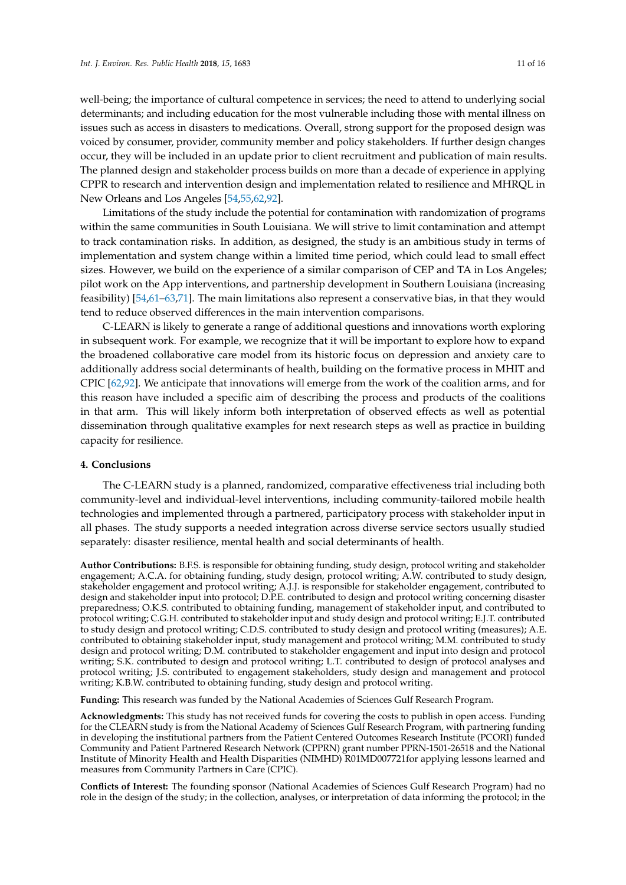well-being; the importance of cultural competence in services; the need to attend to underlying social determinants; and including education for the most vulnerable including those with mental illness on issues such as access in disasters to medications. Overall, strong support for the proposed design was voiced by consumer, provider, community member and policy stakeholders. If further design changes occur, they will be included in an update prior to client recruitment and publication of main results. The planned design and stakeholder process builds on more than a decade of experience in applying CPPR to research and intervention design and implementation related to resilience and MHRQL in New Orleans and Los Angeles [54,55,62,92].

Limitations of the study include the potential for contamination with randomization of programs within the same communities in South Louisiana. We will strive to limit contamination and attempt to track contamination risks. In addition, as designed, the study is an ambitious study in terms of implementation and system change within a limited time period, which could lead to small effect sizes. However, we build on the experience of a similar comparison of CEP and TA in Los Angeles; pilot work on the App interventions, and partnership development in Southern Louisiana (increasing feasibility) [54,61–63,71]. The main limitations also represent a conservative bias, in that they would tend to reduce observed differences in the main intervention comparisons.

C-LEARN is likely to generate a range of additional questions and innovations worth exploring in subsequent work. For example, we recognize that it will be important to explore how to expand the broadened collaborative care model from its historic focus on depression and anxiety care to additionally address social determinants of health, building on the formative process in MHIT and CPIC [62,92]. We anticipate that innovations will emerge from the work of the coalition arms, and for this reason have included a specific aim of describing the process and products of the coalitions in that arm. This will likely inform both interpretation of observed effects as well as potential dissemination through qualitative examples for next research steps as well as practice in building capacity for resilience.

## 4. Conclusions

The C-LEARN study is a planned, randomized, comparative effectiveness trial including both community-level and individual-level interventions, including community-tailored mobile health technologies and implemented through a partnered, participatory process with stakeholder input in all phases. The study supports a needed integration across diverse service sectors usually studied separately: disaster resilience, mental health and social determinants of health.

**Author Contributions:** B.F.S. is responsible for obtaining funding, study design, protocol writing and stakeholder engagement; A.C.A. for obtaining funding, study design, protocol writing; A.W. contributed to study design, stakeholder engagement and protocol writing; A.J.J. is responsible for stakeholder engagement, contributed to design and stakeholder input into protocol; D.P.E. contributed to design and protocol writing concerning disaster preparedness; O.K.S. contributed to obtaining funding, management of stakeholder input, and contributed to protocol writing; C.G.H. contributed to stakeholder input and study design and protocol writing; E.J.T. contributed to study design and protocol writing; C.D.S. contributed to study design and protocol writing (measures); A.E. contributed to obtaining stakeholder input, study management and protocol writing; M.M. contributed to study design and protocol writing; D.M. contributed to stakeholder engagement and input into design and protocol writing; S.K. contributed to design and protocol writing; L.T. contributed to design of protocol analyses and protocol writing; J.S. contributed to engagement stakeholders, study design and management and protocol writing; K.B.W. contributed to obtaining funding, study design and protocol writing.

**Funding:** This research was funded by the National Academies of Sciences Gulf Research Program.

**Acknowledgments:** This study has not received funds for covering the costs to publish in open access. Funding for the CLEARN study is from the National Academy of Sciences Gulf Research Program, with partnering funding in developing the institutional partners from the Patient Centered Outcomes Research Institute (PCORI) funded Community and Patient Partnered Research Network (CPPRN) grant number PPRN-1501-26518 and the National Institute of Minority Health and Health Disparities (NIMHD) R01MD007721for applying lessons learned and measures from Community Partners in Care (CPIC).

**Conflicts of Interest:** The founding sponsor (National Academies of Sciences Gulf Research Program) had no role in the design of the study; in the collection, analyses, or interpretation of data informing the protocol; in the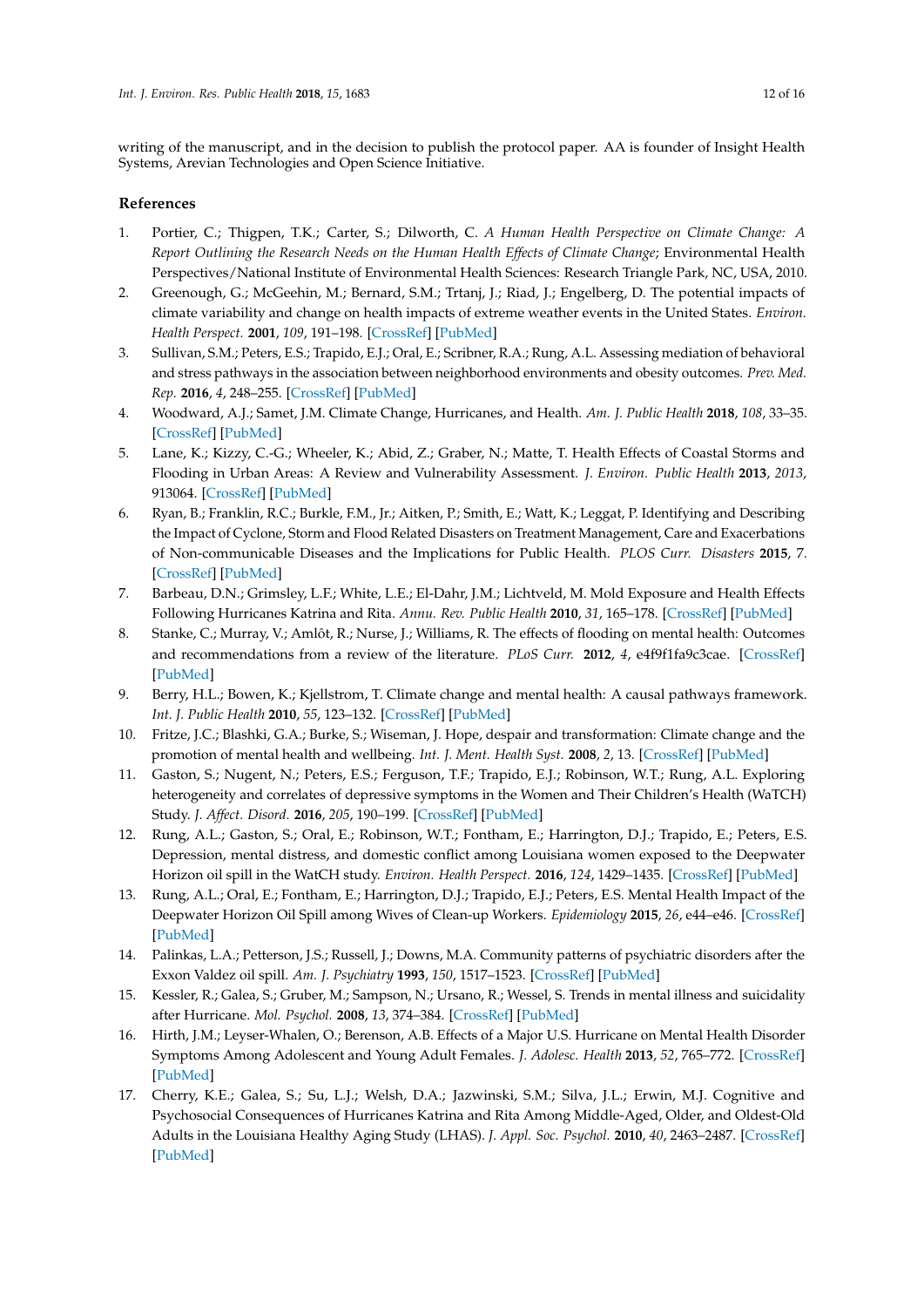writing of the manuscript, and in the decision to publish the protocol paper. AA is founder of Insight Health Systems, Arevian Technologies and Open Science Initiative.

## References

1. Portier, C.; Thigpen, T.K.; Carter, S.; Dilworth, C. *A Human Health Perspective on Climate Change: A Report Outlining the Research Needs on the Human Health Effects of Climate Change*; Environmental Health Perspectives/National Institute of Environmental Health Sciences: Research Triangle Park, NC, USA, 2010.
2. Greenough, G.; McGeehin, M.; Bernard, S.M.; Trtanj, J.; Riad, J.; Engelberg, D. The potential impacts of climate variability and change on health impacts of extreme weather events in the United States. *Environ. Health Perspect.* **2001**, *109*, 191–198. [CrossRef] [PubMed]
3. Sullivan, S.M.; Peters, E.S.; Trapido, E.J.; Oral, E.; Scribner, R.A.; Rung, A.L. Assessing mediation of behavioral and stress pathways in the association between neighborhood environments and obesity outcomes. *Prev. Med. Rep.* **2016**, *4*, 248–255. [CrossRef] [PubMed]
4. Woodward, A.J.; Samet, J.M. Climate Change, Hurricanes, and Health. *Am. J. Public Health* **2018**, *108*, 33–35. [CrossRef] [PubMed]
5. Lane, K.; Kizzy, C.-G.; Wheeler, K.; Abid, Z.; Graber, N.; Matte, T. Health Effects of Coastal Storms and Flooding in Urban Areas: A Review and Vulnerability Assessment. *J. Environ. Public Health* **2013**, *2013*, 913064. [CrossRef] [PubMed]
6. Ryan, B.; Franklin, R.C.; Burkle, F.M., Jr.; Aitken, P.; Smith, E.; Watt, K.; Leggat, P. Identifying and Describing the Impact of Cyclone, Storm and Flood Related Disasters on Treatment Management, Care and Exacerbations of Non-communicable Diseases and the Implications for Public Health. *PLOS Curr. Disasters* **2015**, 7. [CrossRef] [PubMed]
7. Barbeau, D.N.; Grimsley, L.F.; White, L.E.; El-Dahr, J.M.; Lichtveld, M. Mold Exposure and Health Effects Following Hurricanes Katrina and Rita. *Annu. Rev. Public Health* **2010**, *31*, 165–178. [CrossRef] [PubMed]
8. Stanke, C.; Murray, V.; Amlôt, R.; Nurse, J.; Williams, R. The effects of flooding on mental health: Outcomes and recommendations from a review of the literature. *PLoS Curr.* **2012**, *4*, e4f9f1fa9c3cae. [CrossRef] [PubMed]
9. Berry, H.L.; Bowen, K.; Kjellstrom, T. Climate change and mental health: A causal pathways framework. *Int. J. Public Health* **2010**, *55*, 123–132. [CrossRef] [PubMed]
10. Fritze, J.C.; Blashki, G.A.; Burke, S.; Wiseman, J. Hope, despair and transformation: Climate change and the promotion of mental health and wellbeing. *Int. J. Ment. Health Syst.* **2008**, *2*, 13. [CrossRef] [PubMed]
11. Gaston, S.; Nugent, N.; Peters, E.S.; Ferguson, T.F.; Trapido, E.J.; Robinson, W.T.; Rung, A.L. Exploring heterogeneity and correlates of depressive symptoms in the Women and Their Children's Health (WaTCH) Study. *J. Affect. Disord.* **2016**, *205*, 190–199. [CrossRef] [PubMed]
12. Rung, A.L.; Gaston, S.; Oral, E.; Robinson, W.T.; Fontham, E.; Harrington, D.J.; Trapido, E.; Peters, E.S. Depression, mental distress, and domestic conflict among Louisiana women exposed to the Deepwater Horizon oil spill in the WatCH study. *Environ. Health Perspect.* **2016**, *124*, 1429–1435. [CrossRef] [PubMed]
13. Rung, A.L.; Oral, E.; Fontham, E.; Harrington, D.J.; Trapido, E.J.; Peters, E.S. Mental Health Impact of the Deepwater Horizon Oil Spill among Wives of Clean-up Workers. *Epidemiology* **2015**, *26*, e44–e46. [CrossRef] [PubMed]
14. Palinkas, L.A.; Petterson, J.S.; Russell, J.; Downs, M.A. Community patterns of psychiatric disorders after the Exxon Valdez oil spill. *Am. J. Psychiatry* **1993**, *150*, 1517–1523. [CrossRef] [PubMed]
15. Kessler, R.; Galea, S.; Gruber, M.; Sampson, N.; Ursano, R.; Wessel, S. Trends in mental illness and suicidality after Hurricane. *Mol. Psychol.* **2008**, *13*, 374–384. [CrossRef] [PubMed]
16. Hirth, J.M.; Leyser-Whalen, O.; Berenson, A.B. Effects of a Major U.S. Hurricane on Mental Health Disorder Symptoms Among Adolescent and Young Adult Females. *J. Adolesc. Health* **2013**, *52*, 765–772. [CrossRef] [PubMed]
17. Cherry, K.E.; Galea, S.; Su, L.J.; Welsh, D.A.; Jazwinski, S.M.; Silva, J.L.; Erwin, M.J. Cognitive and Psychosocial Consequences of Hurricanes Katrina and Rita Among Middle-Aged, Older, and Oldest-Old Adults in the Louisiana Healthy Aging Study (LHAS). *J. Appl. Soc. Psychol.* **2010**, *40*, 2463–2487. [CrossRef] [PubMed]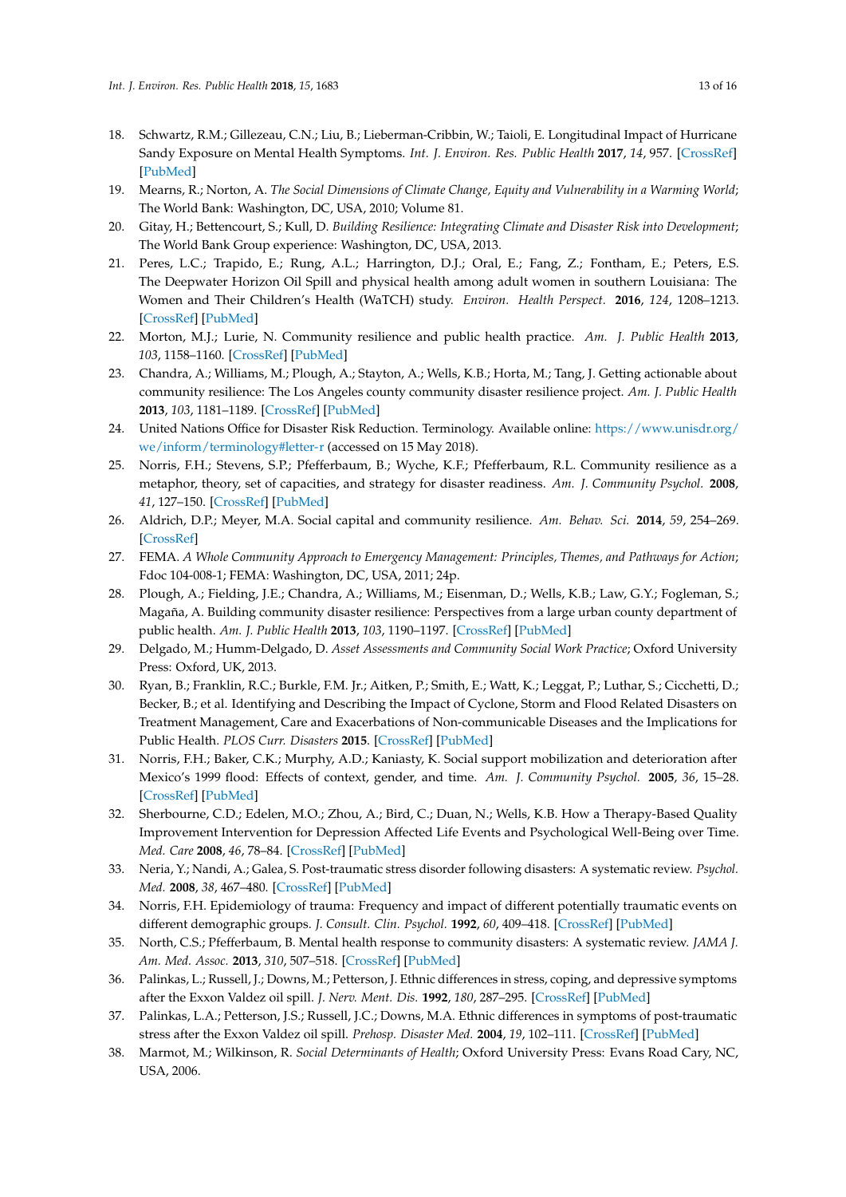18. Schwartz, R.M.; Gillezeau, C.N.; Liu, B.; Lieberman-Cribbin, W.; Taioli, E. Longitudinal Impact of Hurricane Sandy Exposure on Mental Health Symptoms. *Int. J. Environ. Res. Public Health* **2017**, *14*, 957. [CrossRef] [PubMed]
19. Mearns, R.; Norton, A. *The Social Dimensions of Climate Change, Equity and Vulnerability in a Warming World*; The World Bank: Washington, DC, USA, 2010; Volume 81.
20. Gitay, H.; Bettencourt, S.; Kull, D. *Building Resilience: Integrating Climate and Disaster Risk into Development*; The World Bank Group experience: Washington, DC, USA, 2013.
21. Peres, L.C.; Trapido, E.; Rung, A.L.; Harrington, D.J.; Oral, E.; Fang, Z.; Fontham, E.; Peters, E.S. The Deepwater Horizon Oil Spill and physical health among adult women in southern Louisiana: The Women and Their Children's Health (WaTCH) study. *Environ. Health Perspect.* **2016**, *124*, 1208–1213. [CrossRef] [PubMed]
22. Morton, M.J.; Lurie, N. Community resilience and public health practice. *Am. J. Public Health* **2013**, *103*, 1158–1160. [CrossRef] [PubMed]
23. Chandra, A.; Williams, M.; Plough, A.; Stayton, A.; Wells, K.B.; Horta, M.; Tang, J. Getting actionable about community resilience: The Los Angeles county community disaster resilience project. *Am. J. Public Health* **2013**, *103*, 1181–1189. [CrossRef] [PubMed]
24. United Nations Office for Disaster Risk Reduction. Terminology. Available online: https://www.unisdr.org/we/inform/terminology#letter-r (accessed on 15 May 2018).
25. Norris, F.H.; Stevens, S.P.; Pfefferbaum, B.; Wyche, K.F.; Pfefferbaum, R.L. Community resilience as a metaphor, theory, set of capacities, and strategy for disaster readiness. *Am. J. Community Psychol.* **2008**, *41*, 127–150. [CrossRef] [PubMed]
26. Aldrich, D.P.; Meyer, M.A. Social capital and community resilience. *Am. Behav. Sci.* **2014**, *59*, 254–269. [CrossRef]
27. FEMA. *A Whole Community Approach to Emergency Management: Principles, Themes, and Pathways for Action*; Fdoc 104-008-1; FEMA: Washington, DC, USA, 2011; 24p.
28. Plough, A.; Fielding, J.E.; Chandra, A.; Williams, M.; Eisenman, D.; Wells, K.B.; Law, G.Y.; Fogleman, S.; Magaña, A. Building community disaster resilience: Perspectives from a large urban county department of public health. *Am. J. Public Health* **2013**, *103*, 1190–1197. [CrossRef] [PubMed]
29. Delgado, M.; Humm-Delgado, D. *Asset Assessments and Community Social Work Practice*; Oxford University Press: Oxford, UK, 2013.
30. Ryan, B.; Franklin, R.C.; Burkle, F.M. Jr.; Aitken, P.; Smith, E.; Watt, K.; Leggat, P.; Luthar, S.; Cicchetti, D.; Becker, B.; et al. Identifying and Describing the Impact of Cyclone, Storm and Flood Related Disasters on Treatment Management, Care and Exacerbations of Non-communicable Diseases and the Implications for Public Health. *PLOS Curr. Disasters* **2015**. [CrossRef] [PubMed]
31. Norris, F.H.; Baker, C.K.; Murphy, A.D.; Kaniasty, K. Social support mobilization and deterioration after Mexico's 1999 flood: Effects of context, gender, and time. *Am. J. Community Psychol.* **2005**, *36*, 15–28. [CrossRef] [PubMed]
32. Sherbourne, C.D.; Edelen, M.O.; Zhou, A.; Bird, C.; Duan, N.; Wells, K.B. How a Therapy-Based Quality Improvement Intervention for Depression Affected Life Events and Psychological Well-Being over Time. *Med. Care* **2008**, *46*, 78–84. [CrossRef] [PubMed]
33. Neria, Y.; Nandi, A.; Galea, S. Post-traumatic stress disorder following disasters: A systematic review. *Psychol. Med.* **2008**, *38*, 467–480. [CrossRef] [PubMed]
34. Norris, F.H. Epidemiology of trauma: Frequency and impact of different potentially traumatic events on different demographic groups. *J. Consult. Clin. Psychol.* **1992**, *60*, 409–418. [CrossRef] [PubMed]
35. North, C.S.; Pfefferbaum, B. Mental health response to community disasters: A systematic review. *JAMA J. Am. Med. Assoc.* **2013**, *310*, 507–518. [CrossRef] [PubMed]
36. Palinkas, L.; Russell, J.; Downs, M.; Petterson, J. Ethnic differences in stress, coping, and depressive symptoms after the Exxon Valdez oil spill. *J. Nerv. Ment. Dis.* **1992**, *180*, 287–295. [CrossRef] [PubMed]
37. Palinkas, L.A.; Petterson, J.S.; Russell, J.C.; Downs, M.A. Ethnic differences in symptoms of post-traumatic stress after the Exxon Valdez oil spill. *Prehosp. Disaster Med.* **2004**, *19*, 102–111. [CrossRef] [PubMed]
38. Marmot, M.; Wilkinson, R. *Social Determinants of Health*; Oxford University Press: Evans Road Cary, NC, USA, 2006.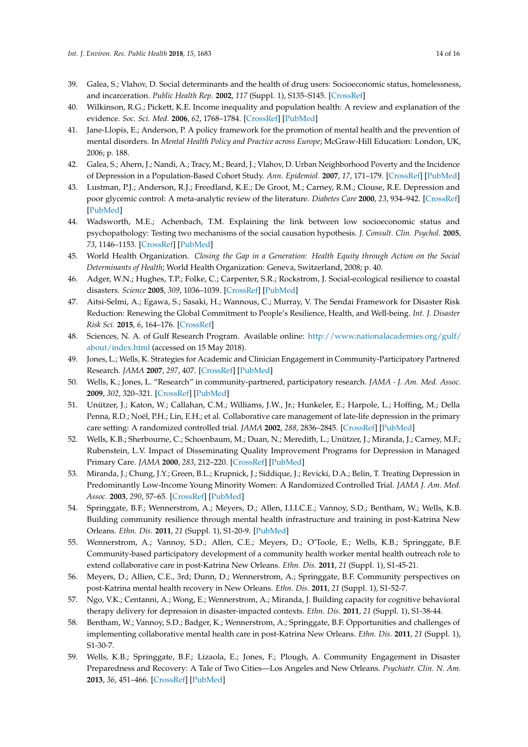39. Galea, S.; Vlahov, D. Social determinants and the health of drug users: Socioeconomic status, homelessness, and incarceration. *Public Health Rep.* **2002**, *117* (Suppl. 1), S135–S145. [CrossRef]
40. Wilkinson, R.G.; Pickett, K.E. Income inequality and population health: A review and explanation of the evidence. *Soc. Sci. Med.* **2006**, *62*, 1768–1784. [CrossRef] [PubMed]
41. Jane-Llopis, E.; Anderson, P. A policy framework for the promotion of mental health and the prevention of mental disorders. In *Mental Health Policy and Practice across Europe*; McGraw-Hill Education: London, UK, 2006; p. 188.
42. Galea, S.; Ahern, J.; Nandi, A.; Tracy, M.; Beard, J.; Vlahov, D. Urban Neighborhood Poverty and the Incidence of Depression in a Population-Based Cohort Study. *Ann. Epidemiol.* **2007**, *17*, 171–179. [CrossRef] [PubMed]
43. Lustman, P.J.; Anderson, R.J.; Freedland, K.E.; De Groot, M.; Carney, R.M.; Clouse, R.E. Depression and poor glycemic control: A meta-analytic review of the literature. *Diabetes Care* **2000**, *23*, 934–942. [CrossRef] [PubMed]
44. Wadsworth, M.E.; Achenbach, T.M. Explaining the link between low socioeconomic status and psychopathology: Testing two mechanisms of the social causation hypothesis. *J. Consult. Clin. Psychol.* **2005**, *73*, 1146–1153. [CrossRef] [PubMed]
45. World Health Organization. *Closing the Gap in a Generation: Health Equity through Action on the Social Determinants of Health*; World Health Organization: Geneva, Switzerland, 2008; p. 40.
46. Adger, W.N.; Hughes, T.P.; Folke, C.; Carpenter, S.R.; Rockstrom, J. Social-ecological resilience to coastal disasters. *Science* **2005**, *309*, 1036–1039. [CrossRef] [PubMed]
47. Aitsi-Selmi, A.; Egawa, S.; Sasaki, H.; Wannous, C.; Murray, V. The Sendai Framework for Disaster Risk Reduction: Renewing the Global Commitment to People's Resilience, Health, and Well-being. *Int. J. Disaster Risk Sci.* **2015**, *6*, 164–176. [CrossRef]
48. Sciences, N. A. of Gulf Research Program. Available online: http://www.nationalacademies.org/gulf/about/index.html (accessed on 15 May 2018).
49. Jones, L.; Wells, K. Strategies for Academic and Clinician Engagement in Community-Participatory Partnered Research. *JAMA* **2007**, *297*, 407. [CrossRef] [PubMed]
50. Wells, K.; Jones, L. "Research" in community-partnered, participatory research. *JAMA - J. Am. Med. Assoc.* **2009**, *302*, 320–321. [CrossRef] [PubMed]
51. Unützer, J.; Katon, W.; Callahan, C.M.; Williams, J.W., Jr.; Hunkeler, E.; Harpole, L.; Hoffing, M.; Della Penna, R.D.; Noël, P.H.; Lin, E.H.; et al. Collaborative care management of late-life depression in the primary care setting: A randomized controlled trial. *JAMA* **2002**, *288*, 2836–2845. [CrossRef] [PubMed]
52. Wells, K.B.; Sherbourne, C.; Schoenbaum, M.; Duan, N.; Meredith, L.; Unützer, J.; Miranda, J.; Carney, M.F.; Rubenstein, L.V. Impact of Disseminating Quality Improvement Programs for Depression in Managed Primary Care. *JAMA* **2000**, *283*, 212–220. [CrossRef] [PubMed]
53. Miranda, J.; Chung, J.Y.; Green, B.L.; Krupnick, J.; Siddique, J.; Revicki, D.A.; Belin, T. Treating Depression in Predominantly Low-Income Young Minority Women: A Randomized Controlled Trial. *JAMA J. Am. Med. Assoc.* **2003**, *290*, 57–65. [CrossRef] [PubMed]
54. Springgate, B.F.; Wennerstrom, A.; Meyers, D.; Allen, I.I.I.C.E.; Vannoy, S.D.; Bentham, W.; Wells, K.B. Building community resilience through mental health infrastructure and training in post-Katrina New Orleans. *Ethn. Dis.* **2011**, *21* (Suppl. 1), S1-20-9. [PubMed]
55. Wennerstrom, A.; Vannoy, S.D.; Allen, C.E.; Meyers, D.; O'Toole, E.; Wells, K.B.; Springgate, B.F. Community-based participatory development of a community health worker mental health outreach role to extend collaborative care in post-Katrina New Orleans. *Ethn. Dis.* **2011**, *21* (Suppl. 1), S1-45-21.
56. Meyers, D.; Allien, C.E., 3rd; Dunn, D.; Wennerstrom, A.; Springgate, B.F. Community perspectives on post-Katrina mental health recovery in New Orleans. *Ethn. Dis.* **2011**, *21* (Suppl. 1), S1-52-7.
57. Ngo, V.K.; Centanni, A.; Wong, E.; Wennerstrom, A.; Miranda, J. Building capacity for cognitive behavioral therapy delivery for depression in disaster-impacted contexts. *Ethn. Dis.* **2011**, *21* (Suppl. 1), S1-38-44.
58. Bentham, W.; Vannoy, S.D.; Badger, K.; Wennerstrom, A.; Springgate, B.F. Opportunities and challenges of implementing collaborative mental health care in post-Katrina New Orleans. *Ethn. Dis.* **2011**, *21* (Suppl. 1), S1-30-7.
59. Wells, K.B.; Springgate, B.F.; Lizaola, E.; Jones, F.; Plough, A. Community Engagement in Disaster Preparedness and Recovery: A Tale of Two Cities—Los Angeles and New Orleans. *Psychiatr. Clin. N. Am.* **2013**, *36*, 451–466. [CrossRef] [PubMed]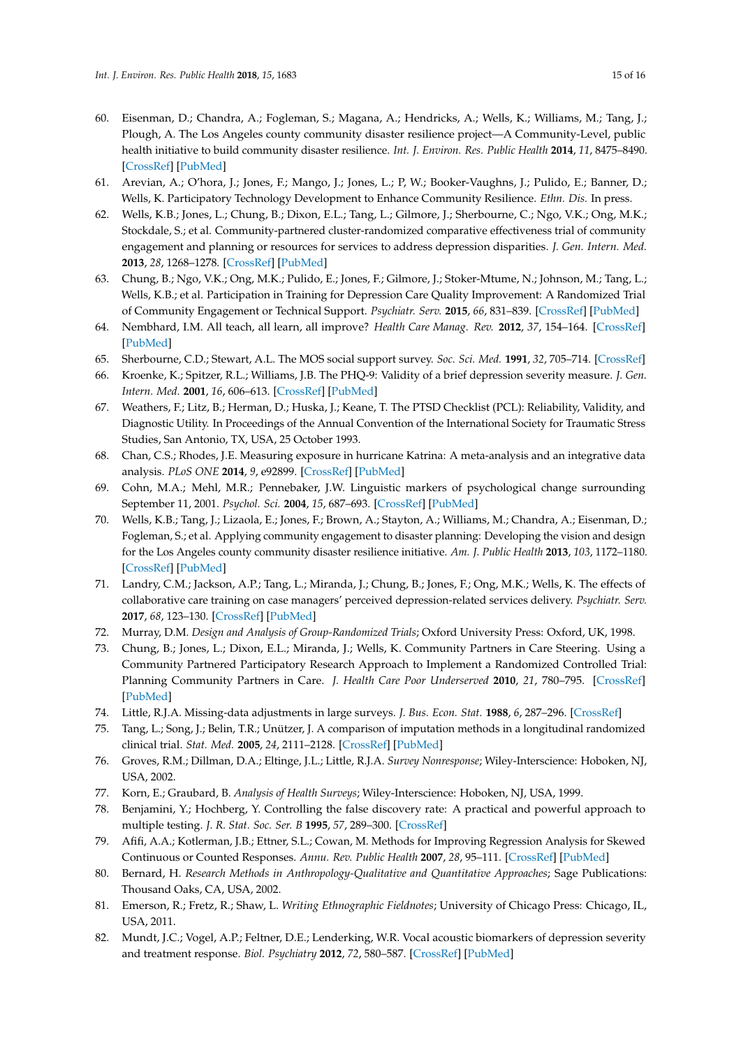60. Eisenman, D.; Chandra, A.; Fogleman, S.; Magana, A.; Hendricks, A.; Wells, K.; Williams, M.; Tang, J.; Plough, A. The Los Angeles county community disaster resilience project—A Community-Level, public health initiative to build community disaster resilience. *Int. J. Environ. Res. Public Health* **2014**, *11*, 8475–8490. [CrossRef] [PubMed]
61. Arevian, A.; O'hora, J.; Jones, F.; Mango, J.; Jones, L.; P, W.; Booker-Vaughns, J.; Pulido, E.; Banner, D.; Wells, K. Participatory Technology Development to Enhance Community Resilience. *Ethn. Dis.* In press.
62. Wells, K.B.; Jones, L.; Chung, B.; Dixon, E.L.; Tang, L.; Gilmore, J.; Sherbourne, C.; Ngo, V.K.; Ong, M.K.; Stockdale, S.; et al. Community-partnered cluster-randomized comparative effectiveness trial of community engagement and planning or resources for services to address depression disparities. *J. Gen. Intern. Med.* **2013**, *28*, 1268–1278. [CrossRef] [PubMed]
63. Chung, B.; Ngo, V.K.; Ong, M.K.; Pulido, E.; Jones, F.; Gilmore, J.; Stoker-Mtume, N.; Johnson, M.; Tang, L.; Wells, K.B.; et al. Participation in Training for Depression Care Quality Improvement: A Randomized Trial of Community Engagement or Technical Support. *Psychiatr. Serv.* **2015**, *66*, 831–839. [CrossRef] [PubMed]
64. Nembhard, I.M. All teach, all learn, all improve? *Health Care Manag. Rev.* **2012**, *37*, 154–164. [CrossRef] [PubMed]
65. Sherbourne, C.D.; Stewart, A.L. The MOS social support survey. *Soc. Sci. Med.* **1991**, *32*, 705–714. [CrossRef]
66. Kroenke, K.; Spitzer, R.L.; Williams, J.B. The PHQ-9: Validity of a brief depression severity measure. *J. Gen. Intern. Med.* **2001**, *16*, 606–613. [CrossRef] [PubMed]
67. Weathers, F.; Litz, B.; Herman, D.; Huska, J.; Keane, T. The PTSD Checklist (PCL): Reliability, Validity, and Diagnostic Utility. In Proceedings of the Annual Convention of the International Society for Traumatic Stress Studies, San Antonio, TX, USA, 25 October 1993.
68. Chan, C.S.; Rhodes, J.E. Measuring exposure in hurricane Katrina: A meta-analysis and an integrative data analysis. *PLoS ONE* **2014**, *9*, e92899. [CrossRef] [PubMed]
69. Cohn, M.A.; Mehl, M.R.; Pennebaker, J.W. Linguistic markers of psychological change surrounding September 11, 2001. *Psychol. Sci.* **2004**, *15*, 687–693. [CrossRef] [PubMed]
70. Wells, K.B.; Tang, J.; Lizaola, E.; Jones, F.; Brown, A.; Stayton, A.; Williams, M.; Chandra, A.; Eisenman, D.; Fogleman, S.; et al. Applying community engagement to disaster planning: Developing the vision and design for the Los Angeles county community disaster resilience initiative. *Am. J. Public Health* **2013**, *103*, 1172–1180. [CrossRef] [PubMed]
71. Landry, C.M.; Jackson, A.P.; Tang, L.; Miranda, J.; Chung, B.; Jones, F.; Ong, M.K.; Wells, K. The effects of collaborative care training on case managers' perceived depression-related services delivery. *Psychiatr. Serv.* **2017**, *68*, 123–130. [CrossRef] [PubMed]
72. Murray, D.M. *Design and Analysis of Group-Randomized Trials*; Oxford University Press: Oxford, UK, 1998.
73. Chung, B.; Jones, L.; Dixon, E.L.; Miranda, J.; Wells, K. Community Partners in Care Steering. Using a Community Partnered Participatory Research Approach to Implement a Randomized Controlled Trial: Planning Community Partners in Care. *J. Health Care Poor Underserved* **2010**, *21*, 780–795. [CrossRef] [PubMed]
74. Little, R.J.A. Missing-data adjustments in large surveys. *J. Bus. Econ. Stat.* **1988**, *6*, 287–296. [CrossRef]
75. Tang, L.; Song, J.; Belin, T.R.; Unützer, J. A comparison of imputation methods in a longitudinal randomized clinical trial. *Stat. Med.* **2005**, *24*, 2111–2128. [CrossRef] [PubMed]
76. Groves, R.M.; Dillman, D.A.; Eltinge, J.L.; Little, R.J.A. *Survey Nonresponse*; Wiley-Interscience: Hoboken, NJ, USA, 2002.
77. Korn, E.; Graubard, B. *Analysis of Health Surveys*; Wiley-Interscience: Hoboken, NJ, USA, 1999.
78. Benjamini, Y.; Hochberg, Y. Controlling the false discovery rate: A practical and powerful approach to multiple testing. *J. R. Stat. Soc. Ser. B* **1995**, *57*, 289–300. [CrossRef]
79. Afifi, A.A.; Kotlerman, J.B.; Ettner, S.L.; Cowan, M. Methods for Improving Regression Analysis for Skewed Continuous or Counted Responses. *Annu. Rev. Public Health* **2007**, *28*, 95–111. [CrossRef] [PubMed]
80. Bernard, H. *Research Methods in Anthropology-Qualitative and Quantitative Approaches*; Sage Publications: Thousand Oaks, CA, USA, 2002.
81. Emerson, R.; Fretz, R.; Shaw, L. *Writing Ethnographic Fieldnotes*; University of Chicago Press: Chicago, IL, USA, 2011.
82. Mundt, J.C.; Vogel, A.P.; Feltner, D.E.; Lenderking, W.R. Vocal acoustic biomarkers of depression severity and treatment response. *Biol. Psychiatry* **2012**, *72*, 580–587. [CrossRef] [PubMed]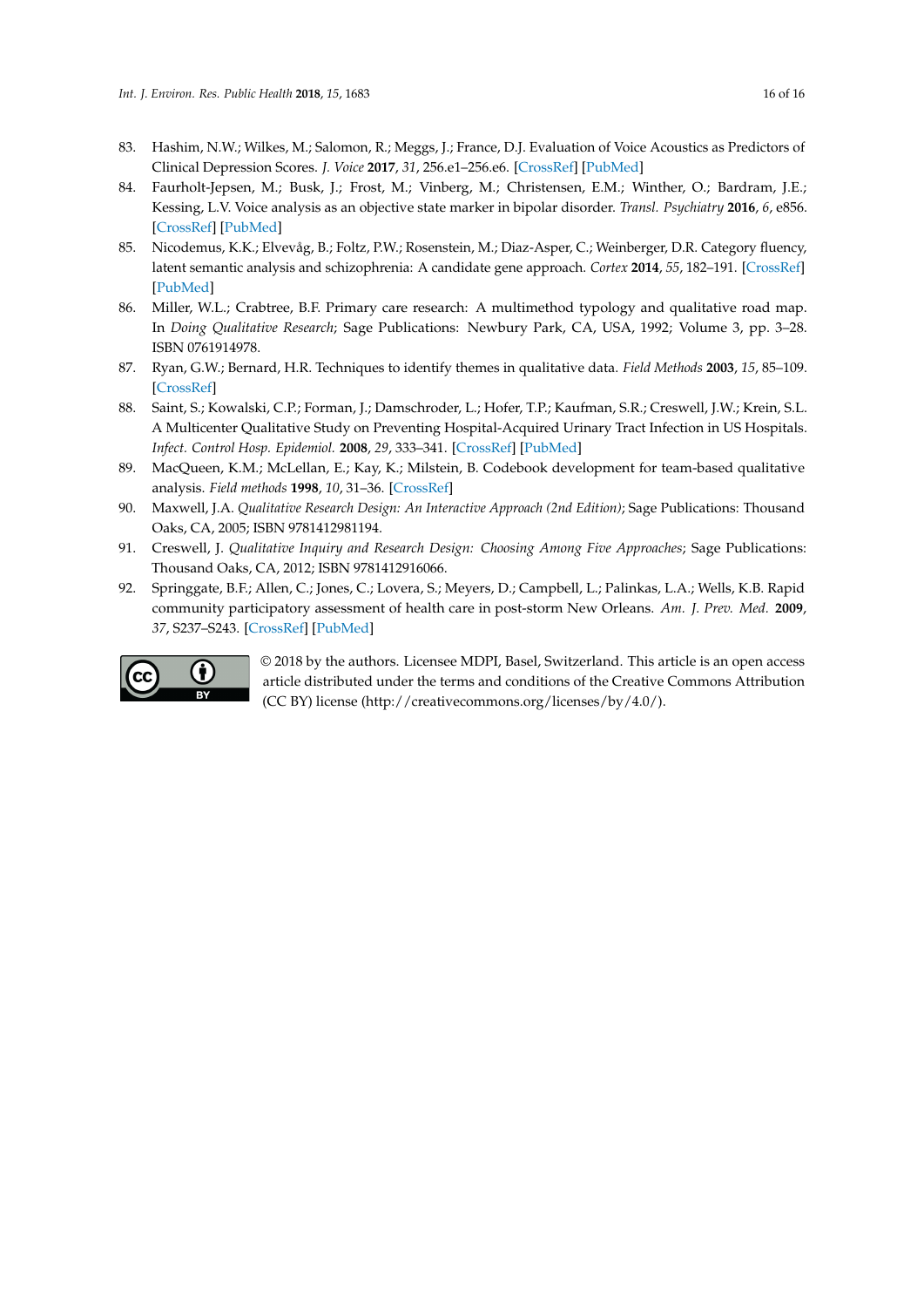83. Hashim, N.W.; Wilkes, M.; Salomon, R.; Meggs, J.; France, D.J. Evaluation of Voice Acoustics as Predictors of Clinical Depression Scores. *J. Voice* **2017**, *31*, 256.e1–256.e6. [CrossRef] [PubMed]
84. Faurholt-Jepsen, M.; Busk, J.; Frost, M.; Vinberg, M.; Christensen, E.M.; Winther, O.; Bardram, J.E.; Kessing, L.V. Voice analysis as an objective state marker in bipolar disorder. *Transl. Psychiatry* **2016**, *6*, e856. [CrossRef] [PubMed]
85. Nicodemus, K.K.; Elvevåg, B.; Foltz, P.W.; Rosenstein, M.; Diaz-Asper, C.; Weinberger, D.R. Category fluency, latent semantic analysis and schizophrenia: A candidate gene approach. *Cortex* **2014**, *55*, 182–191. [CrossRef] [PubMed]
86. Miller, W.L.; Crabtree, B.F. Primary care research: A multimethod typology and qualitative road map. In *Doing Qualitative Research*; Sage Publications: Newbury Park, CA, USA, 1992; Volume 3, pp. 3–28. ISBN 0761914978.
87. Ryan, G.W.; Bernard, H.R. Techniques to identify themes in qualitative data. *Field Methods* **2003**, *15*, 85–109. [CrossRef]
88. Saint, S.; Kowalski, C.P.; Forman, J.; Damschroder, L.; Hofer, T.P.; Kaufman, S.R.; Creswell, J.W.; Krein, S.L. A Multicenter Qualitative Study on Preventing Hospital-Acquired Urinary Tract Infection in US Hospitals. *Infect. Control Hosp. Epidemiol.* **2008**, *29*, 333–341. [CrossRef] [PubMed]
89. MacQueen, K.M.; McLellan, E.; Kay, K.; Milstein, B. Codebook development for team-based qualitative analysis. *Field methods* **1998**, *10*, 31–36. [CrossRef]
90. Maxwell, J.A. *Qualitative Research Design: An Interactive Approach (2nd Edition)*; Sage Publications: Thousand Oaks, CA, 2005; ISBN 9781412981194.
91. Creswell, J. *Qualitative Inquiry and Research Design: Choosing Among Five Approaches*; Sage Publications: Thousand Oaks, CA, 2012; ISBN 9781412916066.
92. Springgate, B.F.; Allen, C.; Jones, C.; Lovera, S.; Meyers, D.; Campbell, L.; Palinkas, L.A.; Wells, K.B. Rapid community participatory assessment of health care in post-storm New Orleans. *Am. J. Prev. Med.* **2009**, *37*, S237–S243. [CrossRef] [PubMed]

© 2018 by the authors. Licensee MDPI, Basel, Switzerland. This article is an open access article distributed under the terms and conditions of the Creative Commons Attribution (CC BY) license (http://creativecommons.org/licenses/by/4.0/).